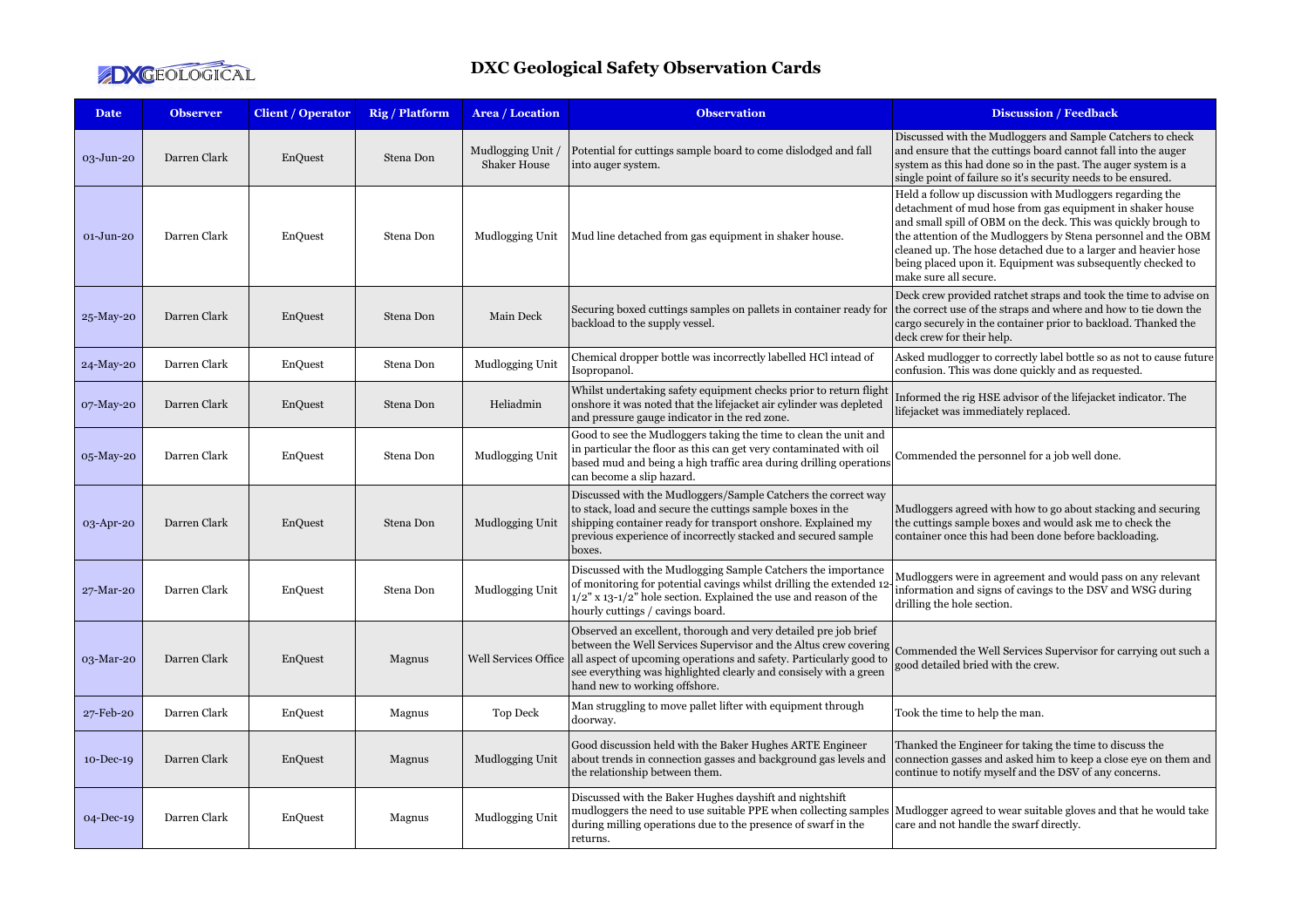# DXC Geological Safety Observation Cards

| Date | Observer | Client / Operator | Rig / Platform | Area / Location | Observation | Discussion / Feedback |
|---|---|---|---|---|---|---|
| 03-Jun-20 | Darren Clark | EnQuest | Stena Don | Mudlogging Unit / Shaker House | Potential for cuttings sample board to come dislodged and fall into auger system. | Discussed with the Mudloggers and Sample Catchers to check and ensure that the cuttings board cannot fall into the auger system as this had done so in the past. The auger system is a single point of failure so it's security needs to be ensured. |
| 01-Jun-20 | Darren Clark | EnQuest | Stena Don | Mudlogging Unit | Mud line detached from gas equipment in shaker house. | Held a follow up discussion with Mudloggers regarding the detachment of mud hose from gas equipment in shaker house and small spill of OBM on the deck. This was quickly brough to the attention of the Mudloggers by Stena personnel and the OBM cleaned up. The hose detached due to a larger and heavier hose being placed upon it. Equipment was subsequently checked to make sure all secure. |
| 25-May-20 | Darren Clark | EnQuest | Stena Don | Main Deck | Securing boxed cuttings samples on pallets in container ready for backload to the supply vessel. | Deck crew provided ratchet straps and took the time to advise on the correct use of the straps and where and how to tie down the cargo securely in the container prior to backload. Thanked the deck crew for their help. |
| 24-May-20 | Darren Clark | EnQuest | Stena Don | Mudlogging Unit | Chemical dropper bottle was incorrectly labelled HCl intead of Isopropanol. | Asked mudlogger to correctly label bottle so as not to cause future confusion. This was done quickly and as requested. |
| 07-May-20 | Darren Clark | EnQuest | Stena Don | Heliadmin | Whilst undertaking safety equipment checks prior to return flight onshore it was noted that the lifejacket air cylinder was depleted and pressure gauge indicator in the red zone. | Informed the rig HSE advisor of the lifejacket indicator. The lifejacket was immediately replaced. |
| 05-May-20 | Darren Clark | EnQuest | Stena Don | Mudlogging Unit | Good to see the Mudloggers taking the time to clean the unit and in particular the floor as this can get very contaminated with oil based mud and being a high traffic area during drilling operations can become a slip hazard. | Commended the personnel for a job well done. |
| 03-Apr-20 | Darren Clark | EnQuest | Stena Don | Mudlogging Unit | Discussed with the Mudloggers/Sample Catchers the correct way to stack, load and secure the cuttings sample boxes in the shipping container ready for transport onshore. Explained my previous experience of incorrectly stacked and secured sample boxes. | Mudloggers agreed with how to go about stacking and securing the cuttings sample boxes and would ask me to check the container once this had been done before backloading. |
| 27-Mar-20 | Darren Clark | EnQuest | Stena Don | Mudlogging Unit | Discussed with the Mudlogging Sample Catchers the importance of monitoring for potential cavings whilst drilling the extended 12-1/2" x 13-1/2" hole section. Explained the use and reason of the hourly cuttings / cavings board. | Mudloggers were in agreement and would pass on any relevant information and signs of cavings to the DSV and WSG during drilling the hole section. |
| 03-Mar-20 | Darren Clark | EnQuest | Magnus | Well Services Office | Observed an excellent, thorough and very detailed pre job brief between the Well Services Supervisor and the Altus crew covering all aspect of upcoming operations and safety. Particularly good to see everything was highlighted clearly and consisely with a green hand new to working offshore. | Commended the Well Services Supervisor for carrying out such a good detailed bried with the crew. |
| 27-Feb-20 | Darren Clark | EnQuest | Magnus | Top Deck | Man struggling to move pallet lifter with equipment through doorway. | Took the time to help the man. |
| 10-Dec-19 | Darren Clark | EnQuest | Magnus | Mudlogging Unit | Good discussion held with the Baker Hughes ARTE Engineer about trends in connection gasses and background gas levels and the relationship between them. | Thanked the Engineer for taking the time to discuss the connection gasses and asked him to keep a close eye on them and continue to notify myself and the DSV of any concerns. |
| 04-Dec-19 | Darren Clark | EnQuest | Magnus | Mudlogging Unit | Discussed with the Baker Hughes dayshift and nightshift mudloggers the need to use suitable PPE when collecting samples during milling operations due to the presence of swarf in the returns. | Mudlogger agreed to wear suitable gloves and that he would take care and not handle the swarf directly. |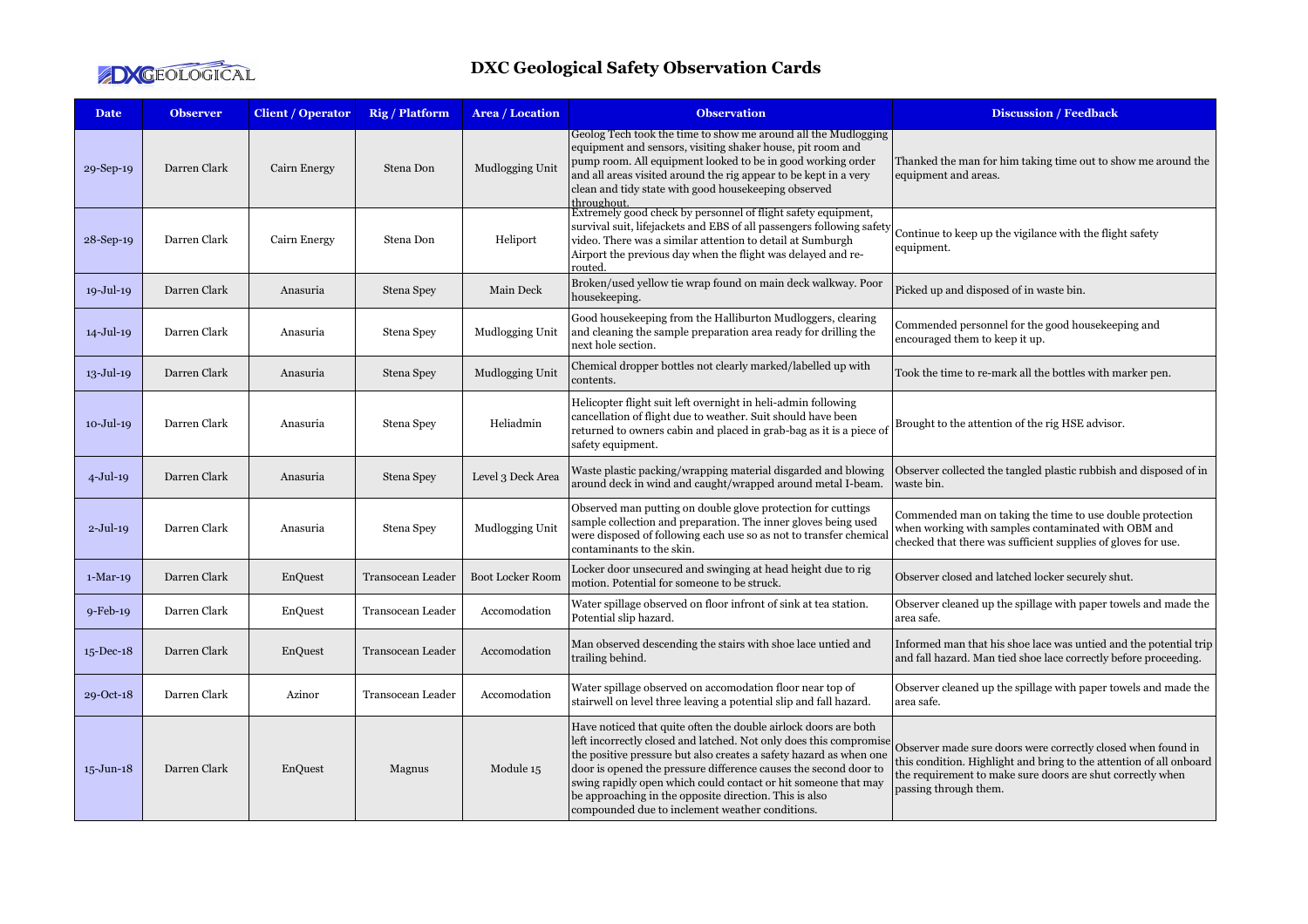# DXC Geological Safety Observation Cards

| Date | Observer | Client / Operator | Rig / Platform | Area / Location | Observation | Discussion / Feedback |
|---|---|---|---|---|---|---|
| 29-Sep-19 | Darren Clark | Cairn Energy | Stena Don | Mudlogging Unit | Geolog Tech took the time to show me around all the Mudlogging equipment and sensors, visiting shaker house, pit room and pump room. All equipment looked to be in good working order and all areas visited around the rig appear to be kept in a very clean and tidy state with good housekeeping observed throughout. | Thanked the man for him taking time out to show me around the equipment and areas. |
| 28-Sep-19 | Darren Clark | Cairn Energy | Stena Don | Heliport | Extremely good check by personnel of flight safety equipment, survival suit, lifejackets and EBS of all passengers following safety video. There was a similar attention to detail at Sumburgh Airport the previous day when the flight was delayed and re-routed. | Continue to keep up the vigilance with the flight safety equipment. |
| 19-Jul-19 | Darren Clark | Anasuria | Stena Spey | Main Deck | Broken/used yellow tie wrap found on main deck walkway. Poor housekeeping. | Picked up and disposed of in waste bin. |
| 14-Jul-19 | Darren Clark | Anasuria | Stena Spey | Mudlogging Unit | Good housekeeping from the Halliburton Mudloggers, clearing and cleaning the sample preparation area ready for drilling the next hole section. | Commended personnel for the good housekeeping and encouraged them to keep it up. |
| 13-Jul-19 | Darren Clark | Anasuria | Stena Spey | Mudlogging Unit | Chemical dropper bottles not clearly marked/labelled up with contents. | Took the time to re-mark all the bottles with marker pen. |
| 10-Jul-19 | Darren Clark | Anasuria | Stena Spey | Heliadmin | Helicopter flight suit left overnight in heli-admin following cancellation of flight due to weather. Suit should have been returned to owners cabin and placed in grab-bag as it is a piece of safety equipment. | Brought to the attention of the rig HSE advisor. |
| 4-Jul-19 | Darren Clark | Anasuria | Stena Spey | Level 3 Deck Area | Waste plastic packing/wrapping material disgarded and blowing around deck in wind and caught/wrapped around metal I-beam. | Observer collected the tangled plastic rubbish and disposed of in waste bin. |
| 2-Jul-19 | Darren Clark | Anasuria | Stena Spey | Mudlogging Unit | Observed man putting on double glove protection for cuttings sample collection and preparation. The inner gloves being used were disposed of following each use so as not to transfer chemical contaminants to the skin. | Commended man on taking the time to use double protection when working with samples contaminated with OBM and checked that there was sufficient supplies of gloves for use. |
| 1-Mar-19 | Darren Clark | EnQuest | Transocean Leader | Boot Locker Room | Locker door unsecured and swinging at head height due to rig motion. Potential for someone to be struck. | Observer closed and latched locker securely shut. |
| 9-Feb-19 | Darren Clark | EnQuest | Transocean Leader | Accomodation | Water spillage observed on floor infront of sink at tea station. Potential slip hazard. | Observer cleaned up the spillage with paper towels and made the area safe. |
| 15-Dec-18 | Darren Clark | EnQuest | Transocean Leader | Accomodation | Man observed descending the stairs with shoe lace untied and trailing behind. | Informed man that his shoe lace was untied and the potential trip and fall hazard. Man tied shoe lace correctly before proceeding. |
| 29-Oct-18 | Darren Clark | Azinor | Transocean Leader | Accomodation | Water spillage observed on accomodation floor near top of stairwell on level three leaving a potential slip and fall hazard. | Observer cleaned up the spillage with paper towels and made the area safe. |
| 15-Jun-18 | Darren Clark | EnQuest | Magnus | Module 15 | Have noticed that quite often the double airlock doors are both left incorrectly closed and latched. Not only does this compromise the positive pressure but also creates a safety hazard as when one door is opened the pressure difference causes the second door to swing rapidly open which could contact or hit someone that may be approaching in the opposite direction. This is also compounded due to inclement weather conditions. | Observer made sure doors were correctly closed when found in this condition. Highlight and bring to the attention of all onboard the requirement to make sure doors are shut correctly when passing through them. |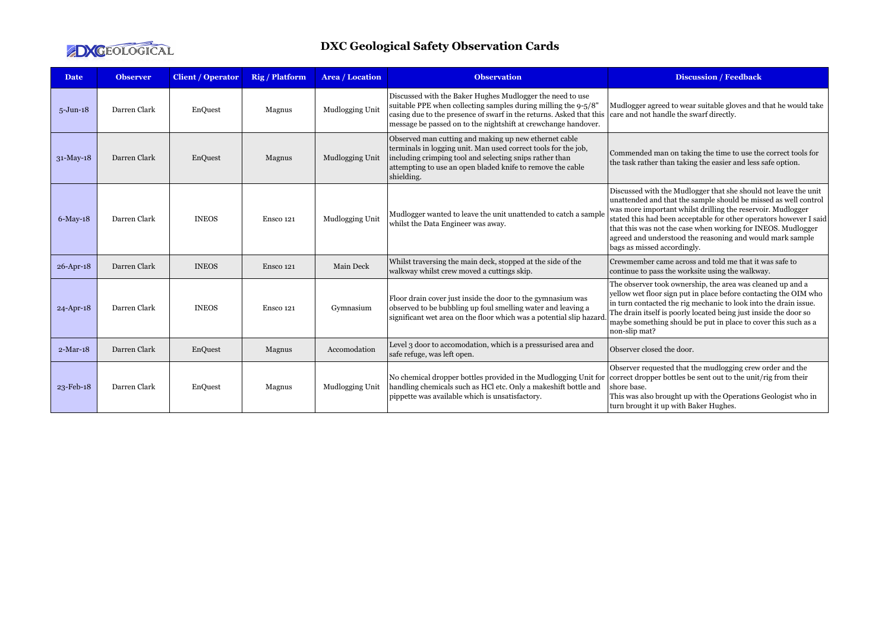# DXC Geological Safety Observation Cards

| Date | Observer | Client / Operator | Rig / Platform | Area / Location | Observation | Discussion / Feedback |
|---|---|---|---|---|---|---|
| 5-Jun-18 | Darren Clark | EnQuest | Magnus | Mudlogging Unit | Discussed with the Baker Hughes Mudlogger the need to use suitable PPE when collecting samples during milling the 9-5/8" casing due to the presence of swarf in the returns. Asked that this message be passed on to the nightshift at crewchange handover. | Mudlogger agreed to wear suitable gloves and that he would take care and not handle the swarf directly. |
| 31-May-18 | Darren Clark | EnQuest | Magnus | Mudlogging Unit | Observed man cutting and making up new ethernet cable terminals in logging unit. Man used correct tools for the job, including crimping tool and selecting snips rather than attempting to use an open bladed knife to remove the cable shielding. | Commended man on taking the time to use the correct tools for the task rather than taking the easier and less safe option. |
| 6-May-18 | Darren Clark | INEOS | Ensco 121 | Mudlogging Unit | Mudlogger wanted to leave the unit unattended to catch a sample whilst the Data Engineer was away. | Discussed with the Mudlogger that she should not leave the unit unattended and that the sample should be missed as well control was more important whilst drilling the reservoir. Mudlogger stated this had been acceptable for other operators however I said that this was not the case when working for INEOS. Mudlogger agreed and understood the reasoning and would mark sample bags as missed accordingly. |
| 26-Apr-18 | Darren Clark | INEOS | Ensco 121 | Main Deck | Whilst traversing the main deck, stopped at the side of the walkway whilst crew moved a cuttings skip. | Crewmember came across and told me that it was safe to continue to pass the worksite using the walkway. |
| 24-Apr-18 | Darren Clark | INEOS | Ensco 121 | Gymnasium | Floor drain cover just inside the door to the gymnasium was observed to be bubbling up foul smelling water and leaving a significant wet area on the floor which was a potential slip hazard. | The observer took ownership, the area was cleaned up and a yellow wet floor sign put in place before contacting the OIM who in turn contacted the rig mechanic to look into the drain issue. The drain itself is poorly located being just inside the door so maybe something should be put in place to cover this such as a non-slip mat? |
| 2-Mar-18 | Darren Clark | EnQuest | Magnus | Accomodation | Level 3 door to accomodation, which is a pressurised area and safe refuge, was left open. | Observer closed the door. |
| 23-Feb-18 | Darren Clark | EnQuest | Magnus | Mudlogging Unit | No chemical dropper bottles provided in the Mudlogging Unit for handling chemicals such as HCl etc. Only a makeshift bottle and pippette was available which is unsatisfactory. | Observer requested that the mudlogging crew order and the correct dropper bottles be sent out to the unit/rig from their shore base.<br>This was also brought up with the Operations Geologist who in turn brought it up with Baker Hughes. |